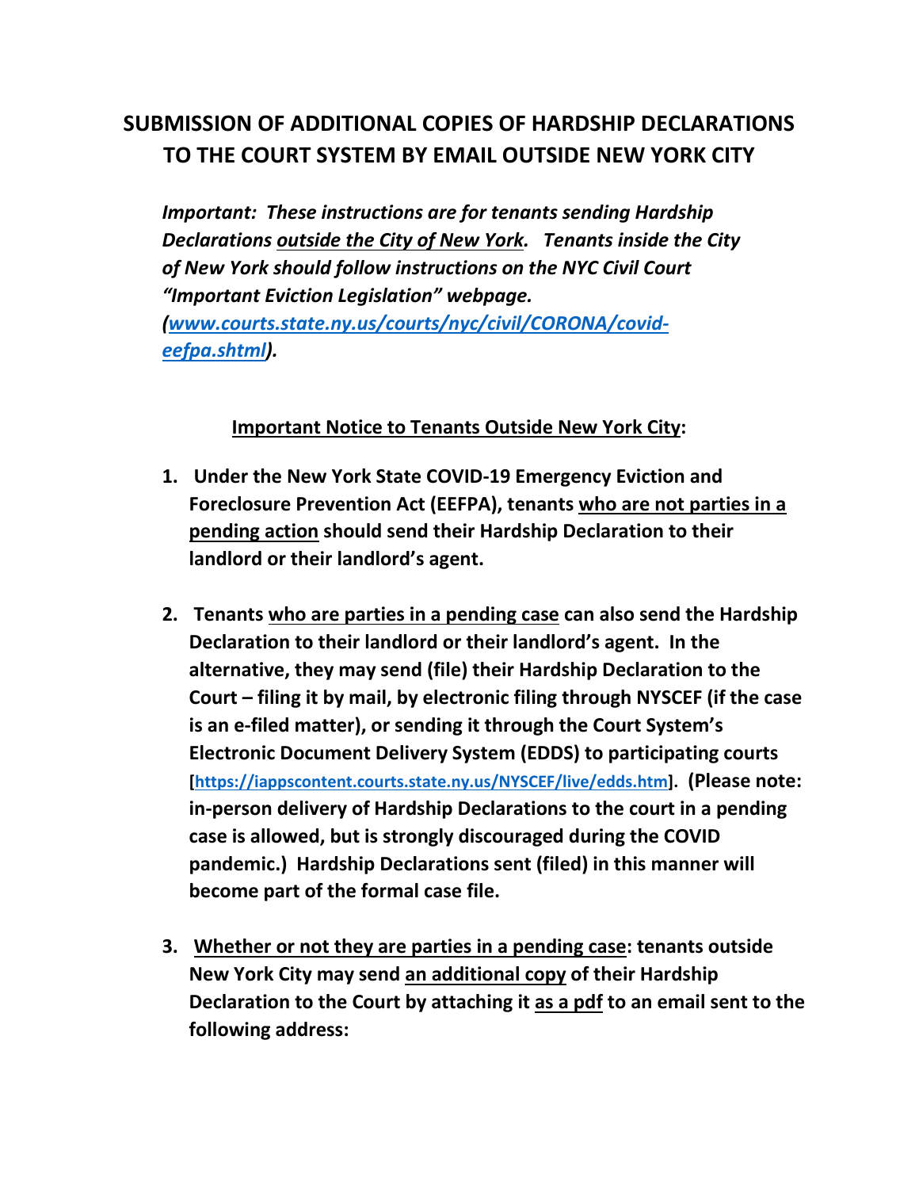# SUBMISSION OF ADDITIONAL COPIES OF HARDSHIP DECLARATIONS TO THE COURT SYSTEM BY EMAIL OUTSIDE NEW YORK CITY

***Important: These instructions are for tenants sending Hardship Declarations outside the City of New York. Tenants inside the City of New York should follow instructions on the NYC Civil Court "Important Eviction Legislation" webpage. ([www.courts.state.ny.us/courts/nyc/civil/CORONA/covid-eefpa.shtml](www.courts.state.ny.us/courts/nyc/civil/CORONA/covid-eefpa.shtml)).***

**Important Notice to Tenants Outside New York City:**

1. **Under the New York State COVID-19 Emergency Eviction and Foreclosure Prevention Act (EEFPA), tenants who are not parties in a pending action should send their Hardship Declaration to their landlord or their landlord's agent.**

2. **Tenants who are parties in a pending case can also send the Hardship Declaration to their landlord or their landlord's agent. In the alternative, they may send (file) their Hardship Declaration to the Court – filing it by mail, by electronic filing through NYSCEF (if the case is an e-filed matter), or sending it through the Court System's Electronic Document Delivery System (EDDS) to participating courts [[https://iappscontent.courts.state.ny.us/NYSCEF/live/edds.htm](https://iappscontent.courts.state.ny.us/NYSCEF/live/edds.htm)]. (Please note: in-person delivery of Hardship Declarations to the court in a pending case is allowed, but is strongly discouraged during the COVID pandemic.) Hardship Declarations sent (filed) in this manner will become part of the formal case file.**

3. **Whether or not they are parties in a pending case: tenants outside New York City may send an additional copy of their Hardship Declaration to the Court by attaching it as a pdf to an email sent to the following address:**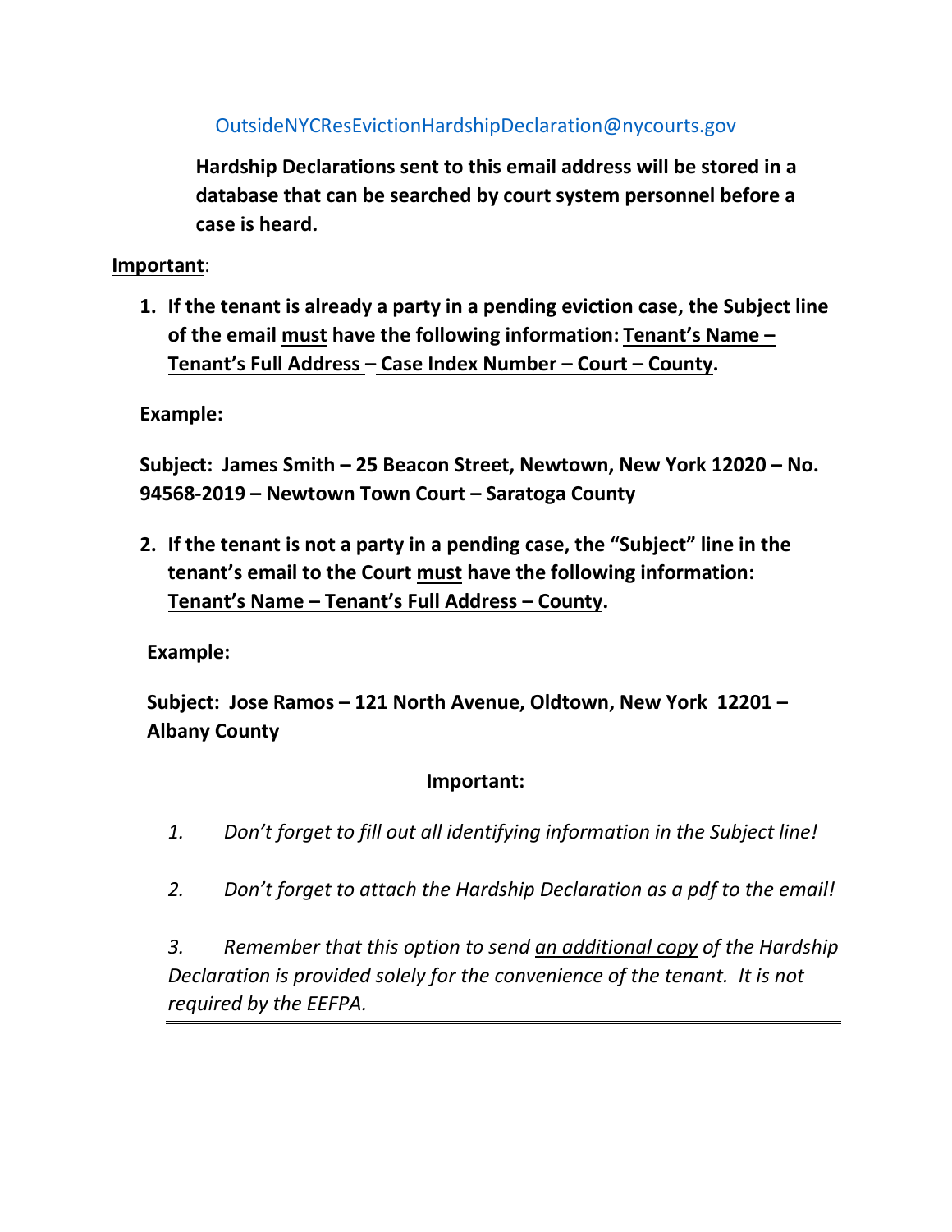[OutsideNYCResEvictionHardshipDeclaration@nycourts.gov](mailto:OutsideNYCResEvictionHardshipDeclaration@nycourts.gov)

**Hardship Declarations sent to this email address will be stored in a database that can be searched by court system personnel before a case is heard.**

**Important**:

1. **If the tenant is already a party in a pending eviction case, the Subject line of the email must have the following information: Tenant's Name – Tenant's Full Address – Case Index Number – Court – County.**

   **Example:**

   **Subject: James Smith – 25 Beacon Street, Newtown, New York 12020 – No. 94568-2019 – Newtown Town Court – Saratoga County**

2. **If the tenant is not a party in a pending case, the "Subject" line in the tenant's email to the Court must have the following information: Tenant's Name – Tenant's Full Address – County.**

   **Example:**

   **Subject: Jose Ramos – 121 North Avenue, Oldtown, New York 12201 – Albany County**

**Important:**

1. *Don't forget to fill out all identifying information in the Subject line!*
2. *Don't forget to attach the Hardship Declaration as a pdf to the email!*
3. *Remember that this option to send an additional copy of the Hardship Declaration is provided solely for the convenience of the tenant. It is not required by the EEFPA.*